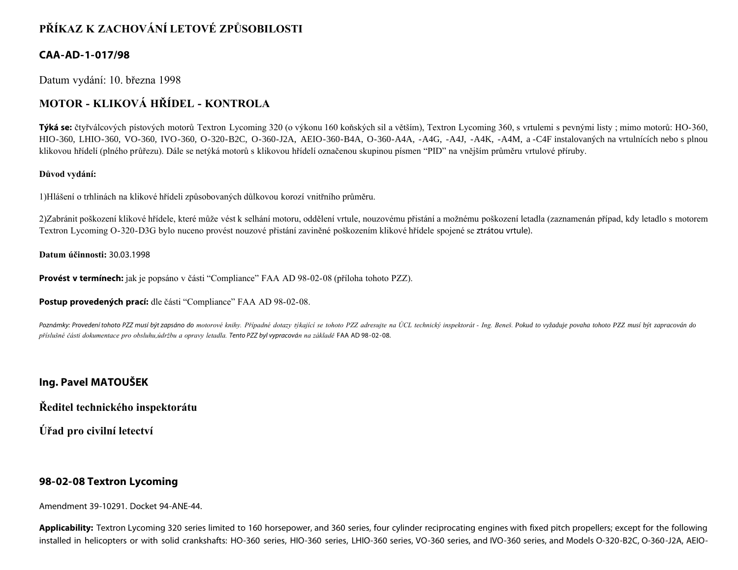## PŘÍKAZ K ZACHOVÁNÍ LETOVÉ ZPŮSOBILOSTI

### CAA-AD-1-017/98

Datum vydání: 10. března 1998

## MOTOR - KLIKOVÁ HŘÍDEL - KONTROLA

**Týká se:** čtyřválcových pístových motorů Textron Lycoming 320 (o výkonu 160 koňských sil a větším), Textron Lycoming 360, s vrtulemi s pevnými listy ; mimo motorů: HO-360, HIO-360, LHIO-360, VO-360, IVO-360, O-320-B2C, O-360-J2A, AEIO-360-B4A, O-360-A4A, -A4G, -A4J, -A4K, -A4M, a -C4F instalovaných na vrtulnících nebo s plnou klikovou hřídelí (plného průřezu). Dále se netýká motorů s klikovou hřídelí označenou skupinou písmen "PID" na vnějším průměru vrtulové příruby.

**Důvod vydání:**

1)Hlášení o trhlinách na klikové hřídeli způsobovaných důlkovou korozí vnitřního průměru.

2)Zabránit poškození klikové hřídele, které může vést k selhání motoru, oddělení vrtule, nouzovému přistání a možnému poškození letadla (zaznamenán případ, kdy letadlo s motorem Textron Lycoming O-320-D3G bylo nuceno provést nouzové přistání zaviněné poškozením klikové hřídele spojené se ztrátou vrtule).

**Datum účinnosti:** 30.03.1998

**Provést v termínech:** jak je popsáno v části "Compliance" FAA AD 98-02-08 (příloha tohoto PZZ).

**Postup provedených prací:** dle části "Compliance" FAA AD 98-02-08.

*Poznámky: Provedení tohoto PZZ musí být zapsáno do motorové knihy. Případné dotazy týkající se tohoto PZZ adresujte na ÚCL technický inspektorát - Ing. Beneš. Pokud to vyžaduje povaha tohoto PZZ musí být zapracován do příslušné části dokumentace pro obsluhu,údržbu a opravy letadla. Tento PZZ byl vypracován na základě FAA AD 98-02-08.*

**Ing. Pavel MATOUŠEK**

**Ředitel technického inspektorátu**

**Úřad pro civilní letectví**

### 98-02-08 Textron Lycoming

Amendment 39-10291. Docket 94-ANE-44.

**Applicability:** Textron Lycoming 320 series limited to 160 horsepower, and 360 series, four cylinder reciprocating engines with fixed pitch propellers; except for the following installed in helicopters or with solid crankshafts: HO-360 series, HIO-360 series, LHIO-360 series, VO-360 series, and IVO-360 series, and Models O-320-B2C, O-360-J2A, AEIO-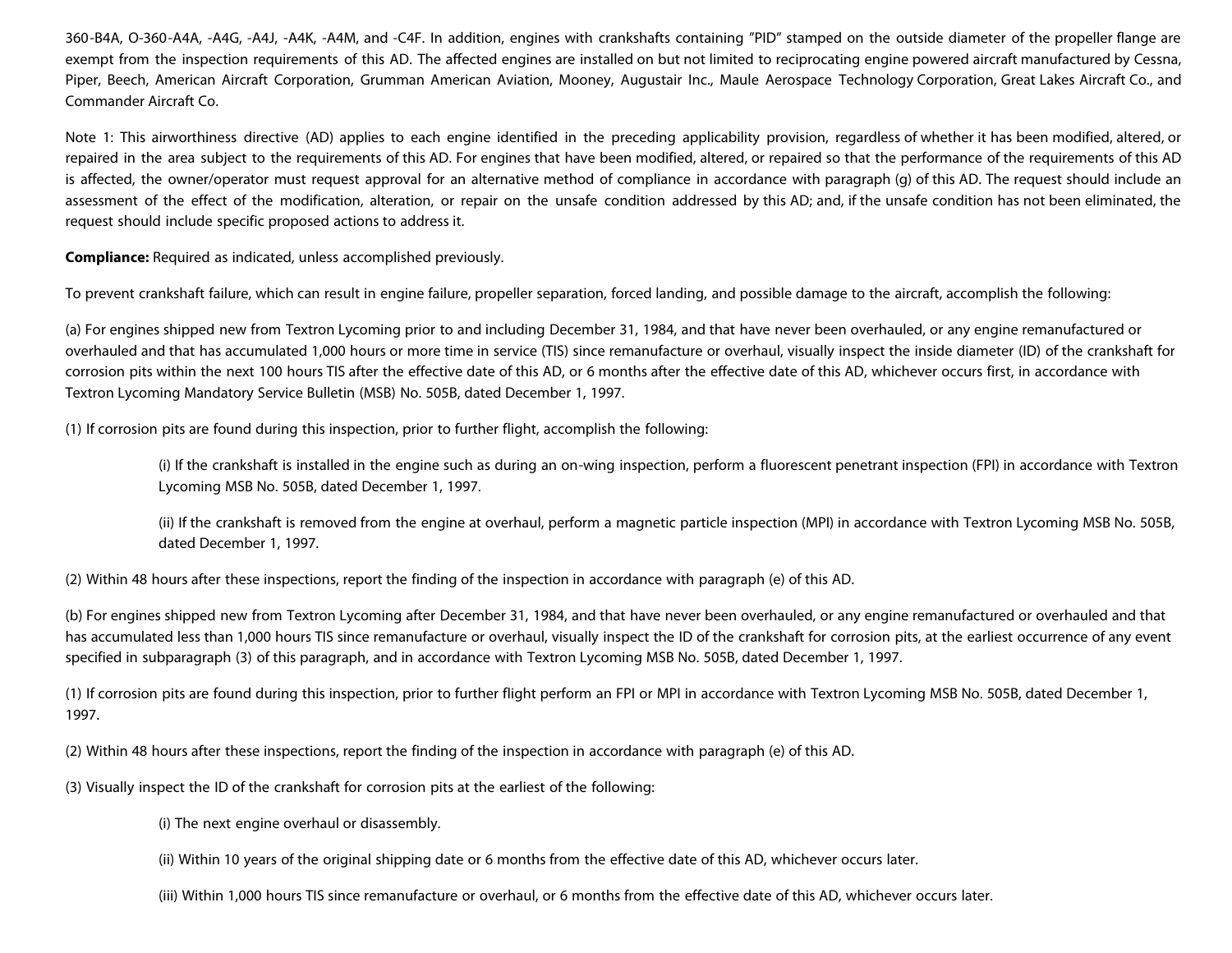360-B4A, O-360-A4A, -A4G, -A4J, -A4K, -A4M, and -C4F. In addition, engines with crankshafts containing "PID" stamped on the outside diameter of the propeller flange are exempt from the inspection requirements of this AD. The affected engines are installed on but not limited to reciprocating engine powered aircraft manufactured by Cessna, Piper, Beech, American Aircraft Corporation, Grumman American Aviation, Mooney, Augustair Inc., Maule Aerospace Technology Corporation, Great Lakes Aircraft Co., and Commander Aircraft Co.

Note 1: This airworthiness directive (AD) applies to each engine identified in the preceding applicability provision, regardless of whether it has been modified, altered, or repaired in the area subject to the requirements of this AD. For engines that have been modified, altered, or repaired so that the performance of the requirements of this AD is affected, the owner/operator must request approval for an alternative method of compliance in accordance with paragraph (g) of this AD. The request should include an assessment of the effect of the modification, alteration, or repair on the unsafe condition addressed by this AD; and, if the unsafe condition has not been eliminated, the request should include specific proposed actions to address it.

**Compliance:** Required as indicated, unless accomplished previously.

To prevent crankshaft failure, which can result in engine failure, propeller separation, forced landing, and possible damage to the aircraft, accomplish the following:

(a) For engines shipped new from Textron Lycoming prior to and including December 31, 1984, and that have never been overhauled, or any engine remanufactured or overhauled and that has accumulated 1,000 hours or more time in service (TIS) since remanufacture or overhaul, visually inspect the inside diameter (ID) of the crankshaft for corrosion pits within the next 100 hours TIS after the effective date of this AD, or 6 months after the effective date of this AD, whichever occurs first, in accordance with Textron Lycoming Mandatory Service Bulletin (MSB) No. 505B, dated December 1, 1997.

(1) If corrosion pits are found during this inspection, prior to further flight, accomplish the following:

> (i) If the crankshaft is installed in the engine such as during an on-wing inspection, perform a fluorescent penetrant inspection (FPI) in accordance with Textron Lycoming MSB No. 505B, dated December 1, 1997.
>
> (ii) If the crankshaft is removed from the engine at overhaul, perform a magnetic particle inspection (MPI) in accordance with Textron Lycoming MSB No. 505B, dated December 1, 1997.

(2) Within 48 hours after these inspections, report the finding of the inspection in accordance with paragraph (e) of this AD.

(b) For engines shipped new from Textron Lycoming after December 31, 1984, and that have never been overhauled, or any engine remanufactured or overhauled and that has accumulated less than 1,000 hours TIS since remanufacture or overhaul, visually inspect the ID of the crankshaft for corrosion pits, at the earliest occurrence of any event specified in subparagraph (3) of this paragraph, and in accordance with Textron Lycoming MSB No. 505B, dated December 1, 1997.

(1) If corrosion pits are found during this inspection, prior to further flight perform an FPI or MPI in accordance with Textron Lycoming MSB No. 505B, dated December 1, 1997.

(2) Within 48 hours after these inspections, report the finding of the inspection in accordance with paragraph (e) of this AD.

(3) Visually inspect the ID of the crankshaft for corrosion pits at the earliest of the following:

> (i) The next engine overhaul or disassembly.
>
> (ii) Within 10 years of the original shipping date or 6 months from the effective date of this AD, whichever occurs later.
>
> (iii) Within 1,000 hours TIS since remanufacture or overhaul, or 6 months from the effective date of this AD, whichever occurs later.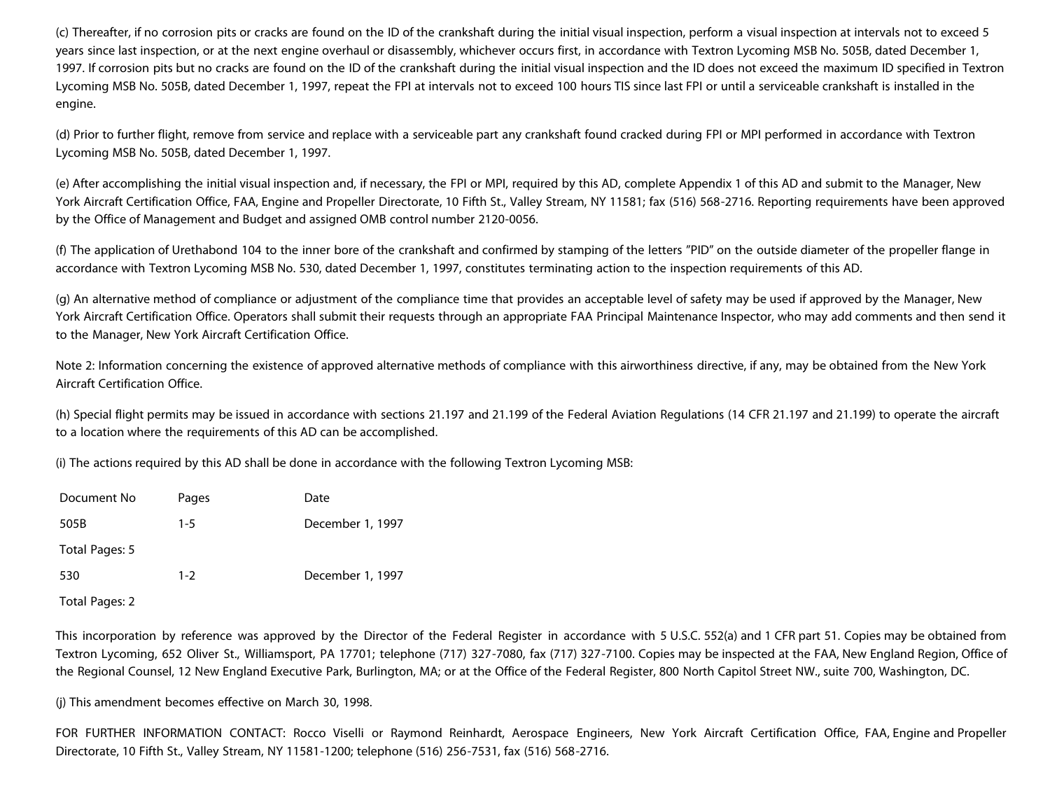(c) Thereafter, if no corrosion pits or cracks are found on the ID of the crankshaft during the initial visual inspection, perform a visual inspection at intervals not to exceed 5 years since last inspection, or at the next engine overhaul or disassembly, whichever occurs first, in accordance with Textron Lycoming MSB No. 505B, dated December 1, 1997. If corrosion pits but no cracks are found on the ID of the crankshaft during the initial visual inspection and the ID does not exceed the maximum ID specified in Textron Lycoming MSB No. 505B, dated December 1, 1997, repeat the FPI at intervals not to exceed 100 hours TIS since last FPI or until a serviceable crankshaft is installed in the engine.

(d) Prior to further flight, remove from service and replace with a serviceable part any crankshaft found cracked during FPI or MPI performed in accordance with Textron Lycoming MSB No. 505B, dated December 1, 1997.

(e) After accomplishing the initial visual inspection and, if necessary, the FPI or MPI, required by this AD, complete Appendix 1 of this AD and submit to the Manager, New York Aircraft Certification Office, FAA, Engine and Propeller Directorate, 10 Fifth St., Valley Stream, NY 11581; fax (516) 568-2716. Reporting requirements have been approved by the Office of Management and Budget and assigned OMB control number 2120-0056.

(f) The application of Urethabond 104 to the inner bore of the crankshaft and confirmed by stamping of the letters "PID" on the outside diameter of the propeller flange in accordance with Textron Lycoming MSB No. 530, dated December 1, 1997, constitutes terminating action to the inspection requirements of this AD.

(g) An alternative method of compliance or adjustment of the compliance time that provides an acceptable level of safety may be used if approved by the Manager, New York Aircraft Certification Office. Operators shall submit their requests through an appropriate FAA Principal Maintenance Inspector, who may add comments and then send it to the Manager, New York Aircraft Certification Office.

Note 2: Information concerning the existence of approved alternative methods of compliance with this airworthiness directive, if any, may be obtained from the New York Aircraft Certification Office.

(h) Special flight permits may be issued in accordance with sections 21.197 and 21.199 of the Federal Aviation Regulations (14 CFR 21.197 and 21.199) to operate the aircraft to a location where the requirements of this AD can be accomplished.

(i) The actions required by this AD shall be done in accordance with the following Textron Lycoming MSB:

| Document No | Pages | Date |
|---|---|---|
| 505B | 1-5 | December 1, 1997 |
| Total Pages: 5 | | |
| 530 | 1-2 | December 1, 1997 |
| Total Pages: 2 | | |

This incorporation by reference was approved by the Director of the Federal Register in accordance with 5 U.S.C. 552(a) and 1 CFR part 51. Copies may be obtained from Textron Lycoming, 652 Oliver St., Williamsport, PA 17701; telephone (717) 327-7080, fax (717) 327-7100. Copies may be inspected at the FAA, New England Region, Office of the Regional Counsel, 12 New England Executive Park, Burlington, MA; or at the Office of the Federal Register, 800 North Capitol Street NW., suite 700, Washington, DC.

(j) This amendment becomes effective on March 30, 1998.

FOR FURTHER INFORMATION CONTACT: Rocco Viselli or Raymond Reinhardt, Aerospace Engineers, New York Aircraft Certification Office, FAA, Engine and Propeller Directorate, 10 Fifth St., Valley Stream, NY 11581-1200; telephone (516) 256-7531, fax (516) 568-2716.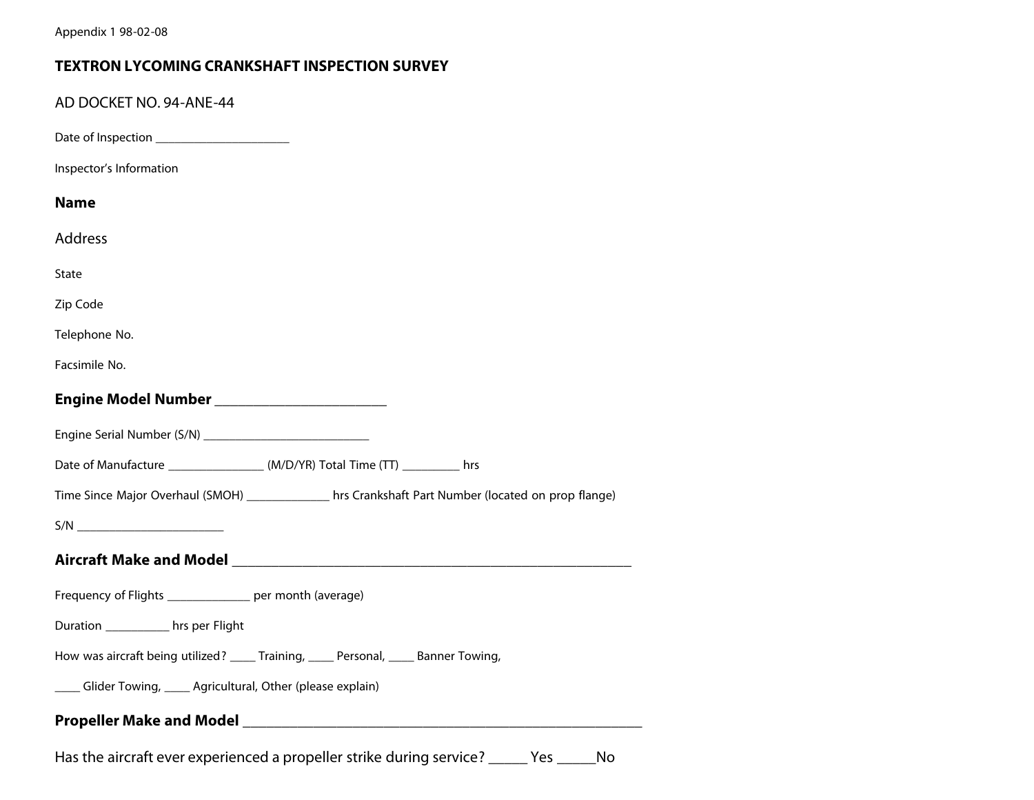Appendix 1 98-02-08

## TEXTRON LYCOMING CRANKSHAFT INSPECTION SURVEY

AD DOCKET NO. 94-ANE-44

Date of Inspection ______________________

Inspector's Information

**Name**

Address

State

Zip Code

Telephone No.

Facsimile No.

**Engine Model Number** __________________________

Engine Serial Number (S/N) ____________________________

Date of Manufacture ________________ (M/D/YR) Total Time (TT) _________ hrs

Time Since Major Overhaul (SMOH) ______________ hrs Crankshaft Part Number (located on prop flange)

S/N _________________________

**Aircraft Make and Model** ____________________________________________________________

Frequency of Flights ______________ per month (average)

Duration ___________ hrs per Flight

How was aircraft being utilized? ____ Training, ____ Personal, ____ Banner Towing,

____ Glider Towing, ____ Agricultural, Other (please explain)

**Propeller Make and Model** ____________________________________________________________

Has the aircraft ever experienced a propeller strike during service? _____ Yes _____No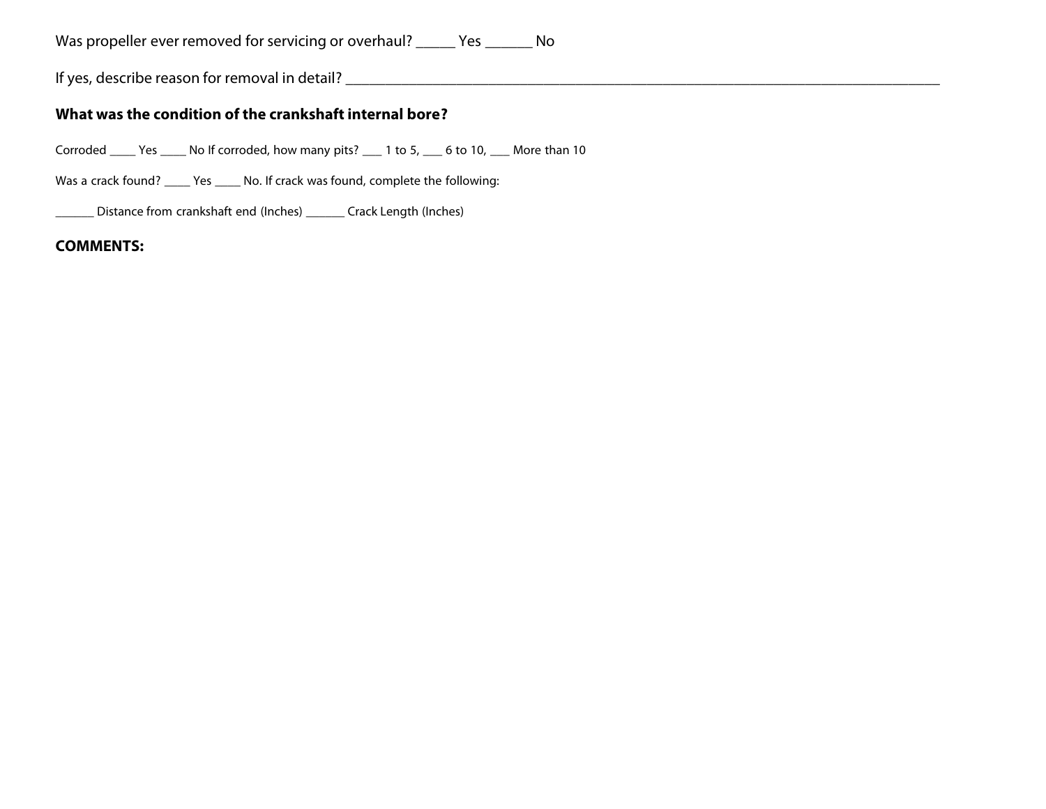Was propeller ever removed for servicing or overhaul? _____ Yes ______ No

If yes, describe reason for removal in detail? ______________________________________________________________________________

### What was the condition of the crankshaft internal bore?

Corroded ____ Yes ____ No If corroded, how many pits? ___ 1 to 5, ___ 6 to 10, ___ More than 10

Was a crack found? ____ Yes ____ No. If crack was found, complete the following:

______ Distance from crankshaft end (Inches) ______ Crack Length (Inches)

### COMMENTS: